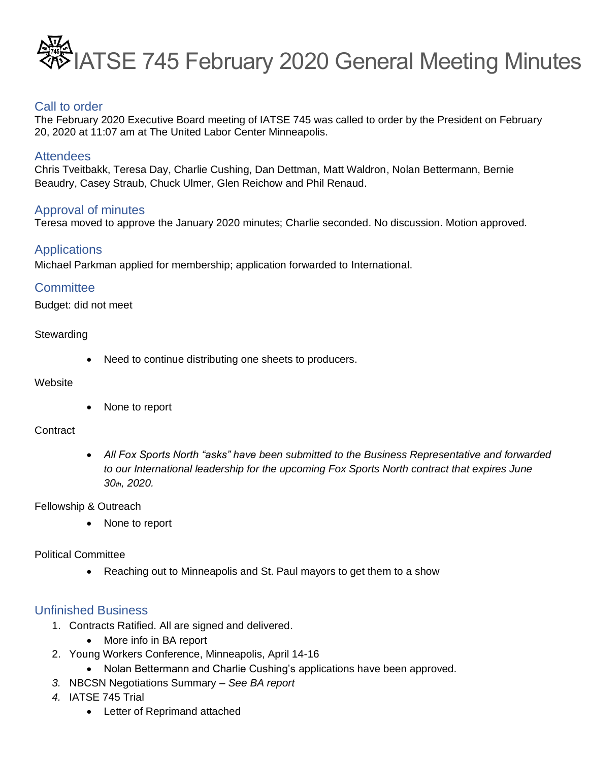# IATSE 745 February 2020 General Meeting Minutes

## Call to order

The February 2020 Executive Board meeting of IATSE 745 was called to order by the President on February 20, 2020 at 11:07 am at The United Labor Center Minneapolis.

## Attendees

Chris Tveitbakk, Teresa Day, Charlie Cushing, Dan Dettman, Matt Waldron, Nolan Bettermann, Bernie Beaudry, Casey Straub, Chuck Ulmer, Glen Reichow and Phil Renaud.

## Approval of minutes

Teresa moved to approve the January 2020 minutes; Charlie seconded. No discussion. Motion approved.

## Applications

Michael Parkman applied for membership; application forwarded to International.

## Committee

Budget: did not meet

Stewarding

- Need to continue distributing one sheets to producers.

Website

- None to report

Contract

- *All Fox Sports North "asks" have been submitted to the Business Representative and forwarded to our International leadership for the upcoming Fox Sports North contract that expires June 30th, 2020.*

Fellowship & Outreach

- None to report

Political Committee

- Reaching out to Minneapolis and St. Paul mayors to get them to a show

## Unfinished Business

1. Contracts Ratified. All are signed and delivered.
   - More info in BA report
2. Young Workers Conference, Minneapolis, April 14-16
   - Nolan Bettermann and Charlie Cushing's applications have been approved.
3. NBCSN Negotiations Summary – *See BA report*
4. IATSE 745 Trial
   - Letter of Reprimand attached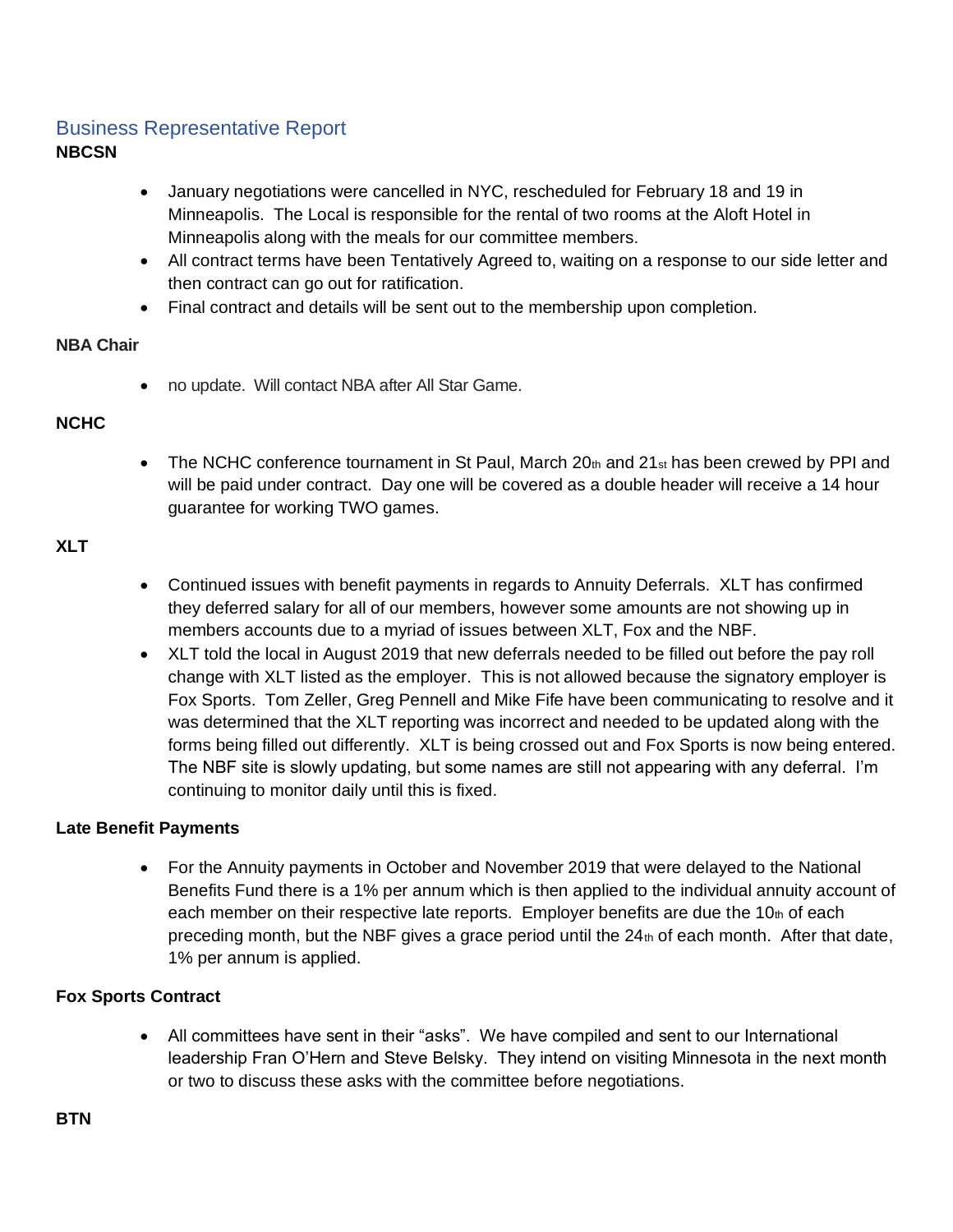## Business Representative Report

**NBCSN**

- January negotiations were cancelled in NYC, rescheduled for February 18 and 19 in Minneapolis. The Local is responsible for the rental of two rooms at the Aloft Hotel in Minneapolis along with the meals for our committee members.
- All contract terms have been Tentatively Agreed to, waiting on a response to our side letter and then contract can go out for ratification.
- Final contract and details will be sent out to the membership upon completion.

**NBA Chair**

- no update. Will contact NBA after All Star Game.

**NCHC**

- The NCHC conference tournament in St Paul, March 20th and 21st has been crewed by PPI and will be paid under contract. Day one will be covered as a double header will receive a 14 hour guarantee for working TWO games.

**XLT**

- Continued issues with benefit payments in regards to Annuity Deferrals. XLT has confirmed they deferred salary for all of our members, however some amounts are not showing up in members accounts due to a myriad of issues between XLT, Fox and the NBF.
- XLT told the local in August 2019 that new deferrals needed to be filled out before the pay roll change with XLT listed as the employer. This is not allowed because the signatory employer is Fox Sports. Tom Zeller, Greg Pennell and Mike Fife have been communicating to resolve and it was determined that the XLT reporting was incorrect and needed to be updated along with the forms being filled out differently. XLT is being crossed out and Fox Sports is now being entered. The NBF site is slowly updating, but some names are still not appearing with any deferral. I'm continuing to monitor daily until this is fixed.

**Late Benefit Payments**

- For the Annuity payments in October and November 2019 that were delayed to the National Benefits Fund there is a 1% per annum which is then applied to the individual annuity account of each member on their respective late reports. Employer benefits are due the 10th of each preceding month, but the NBF gives a grace period until the 24th of each month. After that date, 1% per annum is applied.

**Fox Sports Contract**

- All committees have sent in their "asks". We have compiled and sent to our International leadership Fran O'Hern and Steve Belsky. They intend on visiting Minnesota in the next month or two to discuss these asks with the committee before negotiations.

**BTN**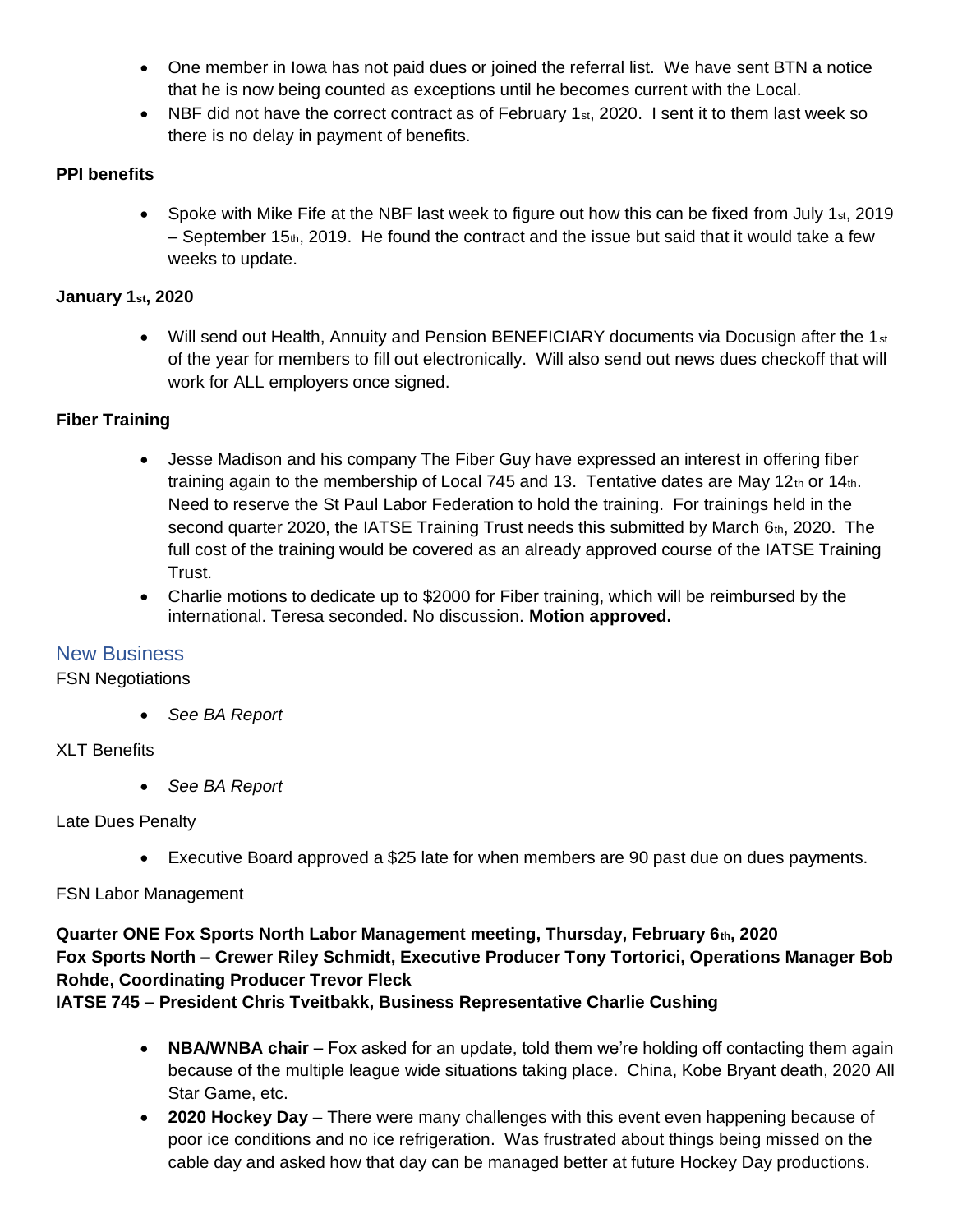- One member in Iowa has not paid dues or joined the referral list. We have sent BTN a notice that he is now being counted as exceptions until he becomes current with the Local.
- NBF did not have the correct contract as of February 1st, 2020. I sent it to them last week so there is no delay in payment of benefits.

**PPI benefits**

- Spoke with Mike Fife at the NBF last week to figure out how this can be fixed from July 1st, 2019 – September 15th, 2019. He found the contract and the issue but said that it would take a few weeks to update.

**January 1st, 2020**

- Will send out Health, Annuity and Pension BENEFICIARY documents via Docusign after the 1st of the year for members to fill out electronically. Will also send out news dues checkoff that will work for ALL employers once signed.

**Fiber Training**

- Jesse Madison and his company The Fiber Guy have expressed an interest in offering fiber training again to the membership of Local 745 and 13. Tentative dates are May 12th or 14th. Need to reserve the St Paul Labor Federation to hold the training. For trainings held in the second quarter 2020, the IATSE Training Trust needs this submitted by March 6th, 2020. The full cost of the training would be covered as an already approved course of the IATSE Training Trust.
- Charlie motions to dedicate up to $2000 for Fiber training, which will be reimbursed by the international. Teresa seconded. No discussion. **Motion approved.**

## New Business

FSN Negotiations

- *See BA Report*

XLT Benefits

- *See BA Report*

Late Dues Penalty

- Executive Board approved a $25 late for when members are 90 past due on dues payments.

FSN Labor Management

**Quarter ONE Fox Sports North Labor Management meeting, Thursday, February 6th, 2020**
**Fox Sports North – Crewer Riley Schmidt, Executive Producer Tony Tortorici, Operations Manager Bob Rohde, Coordinating Producer Trevor Fleck**
**IATSE 745 – President Chris Tveitbakk, Business Representative Charlie Cushing**

- **NBA/WNBA chair –** Fox asked for an update, told them we're holding off contacting them again because of the multiple league wide situations taking place. China, Kobe Bryant death, 2020 All Star Game, etc.
- **2020 Hockey Day** – There were many challenges with this event even happening because of poor ice conditions and no ice refrigeration. Was frustrated about things being missed on the cable day and asked how that day can be managed better at future Hockey Day productions.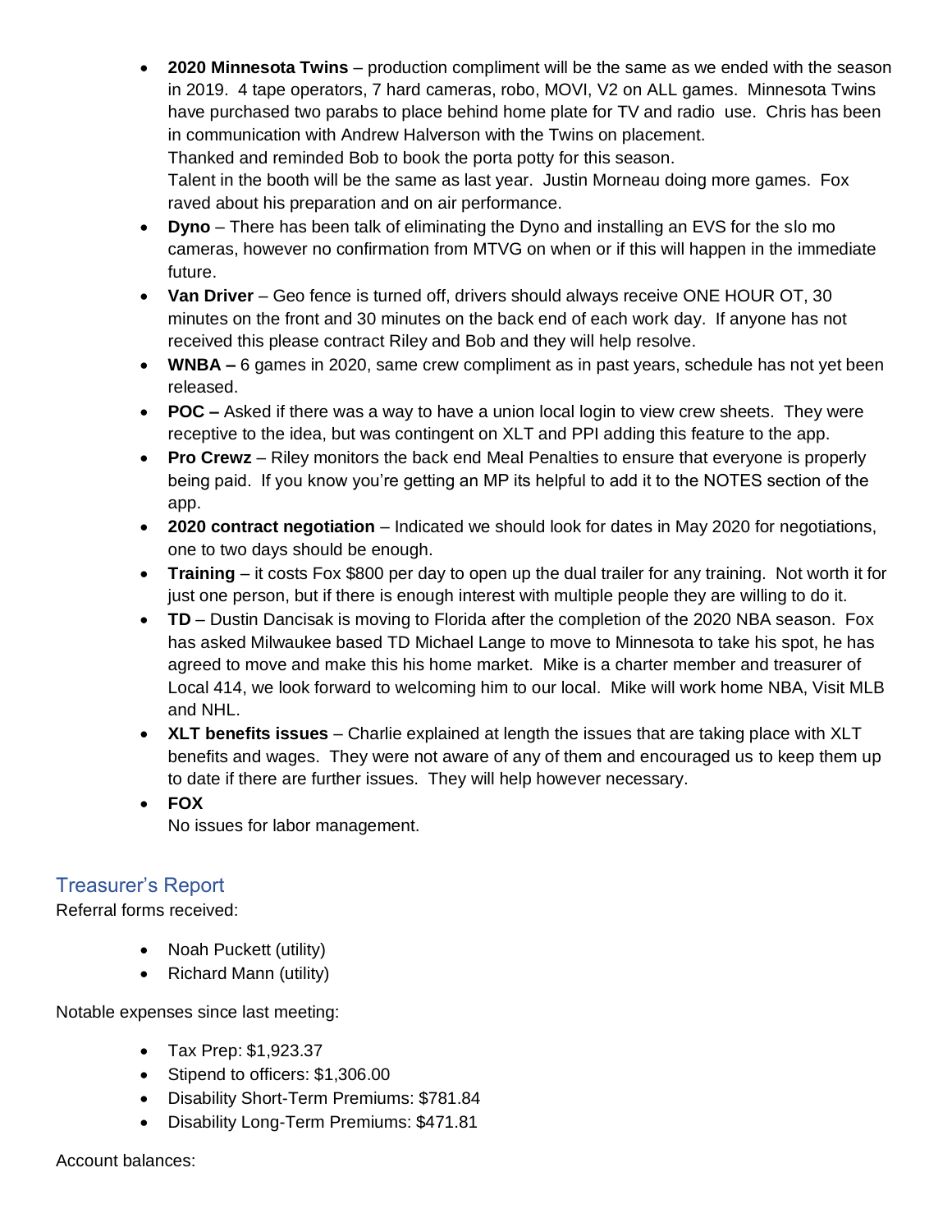- **2020 Minnesota Twins** – production compliment will be the same as we ended with the season in 2019. 4 tape operators, 7 hard cameras, robo, MOVI, V2 on ALL games. Minnesota Twins have purchased two parabs to place behind home plate for TV and radio use. Chris has been in communication with Andrew Halverson with the Twins on placement.
  Thanked and reminded Bob to book the porta potty for this season.
  Talent in the booth will be the same as last year. Justin Morneau doing more games. Fox raved about his preparation and on air performance.
- **Dyno** – There has been talk of eliminating the Dyno and installing an EVS for the slo mo cameras, however no confirmation from MTVG on when or if this will happen in the immediate future.
- **Van Driver** – Geo fence is turned off, drivers should always receive ONE HOUR OT, 30 minutes on the front and 30 minutes on the back end of each work day. If anyone has not received this please contract Riley and Bob and they will help resolve.
- **WNBA –** 6 games in 2020, same crew compliment as in past years, schedule has not yet been released.
- **POC –** Asked if there was a way to have a union local login to view crew sheets. They were receptive to the idea, but was contingent on XLT and PPI adding this feature to the app.
- **Pro Crewz** – Riley monitors the back end Meal Penalties to ensure that everyone is properly being paid. If you know you're getting an MP its helpful to add it to the NOTES section of the app.
- **2020 contract negotiation** – Indicated we should look for dates in May 2020 for negotiations, one to two days should be enough.
- **Training** – it costs Fox $800 per day to open up the dual trailer for any training. Not worth it for just one person, but if there is enough interest with multiple people they are willing to do it.
- **TD** – Dustin Dancisak is moving to Florida after the completion of the 2020 NBA season. Fox has asked Milwaukee based TD Michael Lange to move to Minnesota to take his spot, he has agreed to move and make this his home market. Mike is a charter member and treasurer of Local 414, we look forward to welcoming him to our local. Mike will work home NBA, Visit MLB and NHL.
- **XLT benefits issues** – Charlie explained at length the issues that are taking place with XLT benefits and wages. They were not aware of any of them and encouraged us to keep them up to date if there are further issues. They will help however necessary.
- **FOX**
  No issues for labor management.

## Treasurer's Report

Referral forms received:

- Noah Puckett (utility)
- Richard Mann (utility)

Notable expenses since last meeting:

- Tax Prep: $1,923.37
- Stipend to officers: $1,306.00
- Disability Short-Term Premiums: $781.84
- Disability Long-Term Premiums: $471.81

Account balances: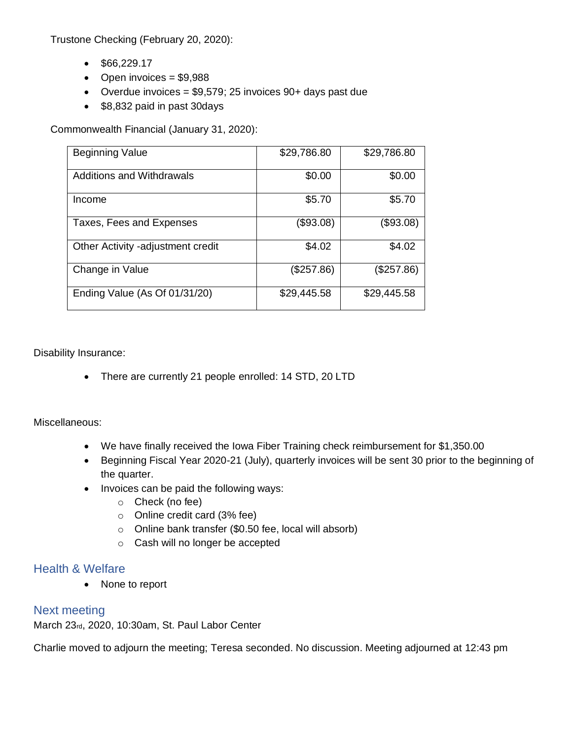Trustone Checking (February 20, 2020):

- $66,229.17
- Open invoices = $9,988
- Overdue invoices = $9,579; 25 invoices 90+ days past due
- $8,832 paid in past 30days

Commonwealth Financial (January 31, 2020):

| | | |
|---|---|---|
| Beginning Value | $29,786.80 | $29,786.80 |
| Additions and Withdrawals | $0.00 | $0.00 |
| Income | $5.70 | $5.70 |
| Taxes, Fees and Expenses | ($93.08) | ($93.08) |
| Other Activity -adjustment credit | $4.02 | $4.02 |
| Change in Value | ($257.86) | ($257.86) |
| Ending Value (As Of 01/31/20) | $29,445.58 | $29,445.58 |

Disability Insurance:

- There are currently 21 people enrolled: 14 STD, 20 LTD

Miscellaneous:

- We have finally received the Iowa Fiber Training check reimbursement for $1,350.00
- Beginning Fiscal Year 2020-21 (July), quarterly invoices will be sent 30 prior to the beginning of the quarter.
- Invoices can be paid the following ways:
  - Check (no fee)
  - Online credit card (3% fee)
  - Online bank transfer ($0.50 fee, local will absorb)
  - Cash will no longer be accepted

## Health & Welfare

- None to report

## Next meeting

March 23rd, 2020, 10:30am, St. Paul Labor Center

Charlie moved to adjourn the meeting; Teresa seconded. No discussion. Meeting adjourned at 12:43 pm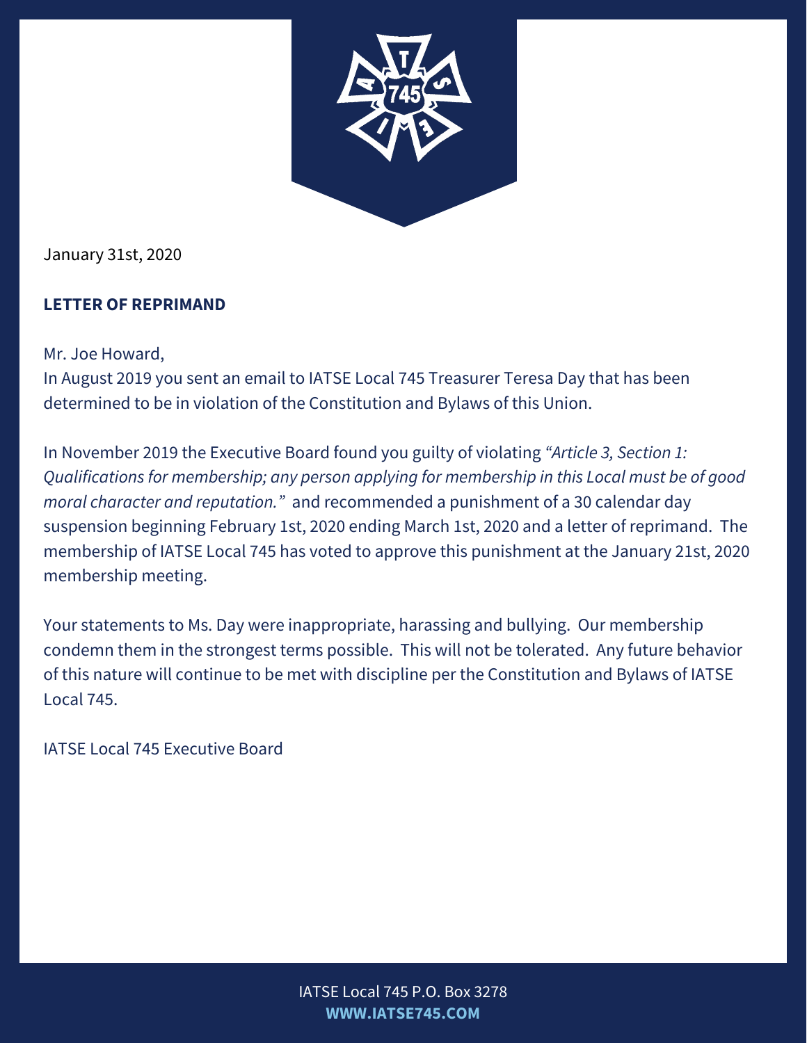January 31st, 2020

**LETTER OF REPRIMAND**

Mr. Joe Howard,
In August 2019 you sent an email to IATSE Local 745 Treasurer Teresa Day that has been determined to be in violation of the Constitution and Bylaws of this Union.

In November 2019 the Executive Board found you guilty of violating *"Article 3, Section 1: Qualifications for membership; any person applying for membership in this Local must be of good moral character and reputation."* and recommended a punishment of a 30 calendar day suspension beginning February 1st, 2020 ending March 1st, 2020 and a letter of reprimand. The membership of IATSE Local 745 has voted to approve this punishment at the January 21st, 2020 membership meeting.

Your statements to Ms. Day were inappropriate, harassing and bullying. Our membership condemn them in the strongest terms possible. This will not be tolerated. Any future behavior of this nature will continue to be met with discipline per the Constitution and Bylaws of IATSE Local 745.

IATSE Local 745 Executive Board

IATSE Local 745 P.O. Box 3278
**WWW.IATSE745.COM**